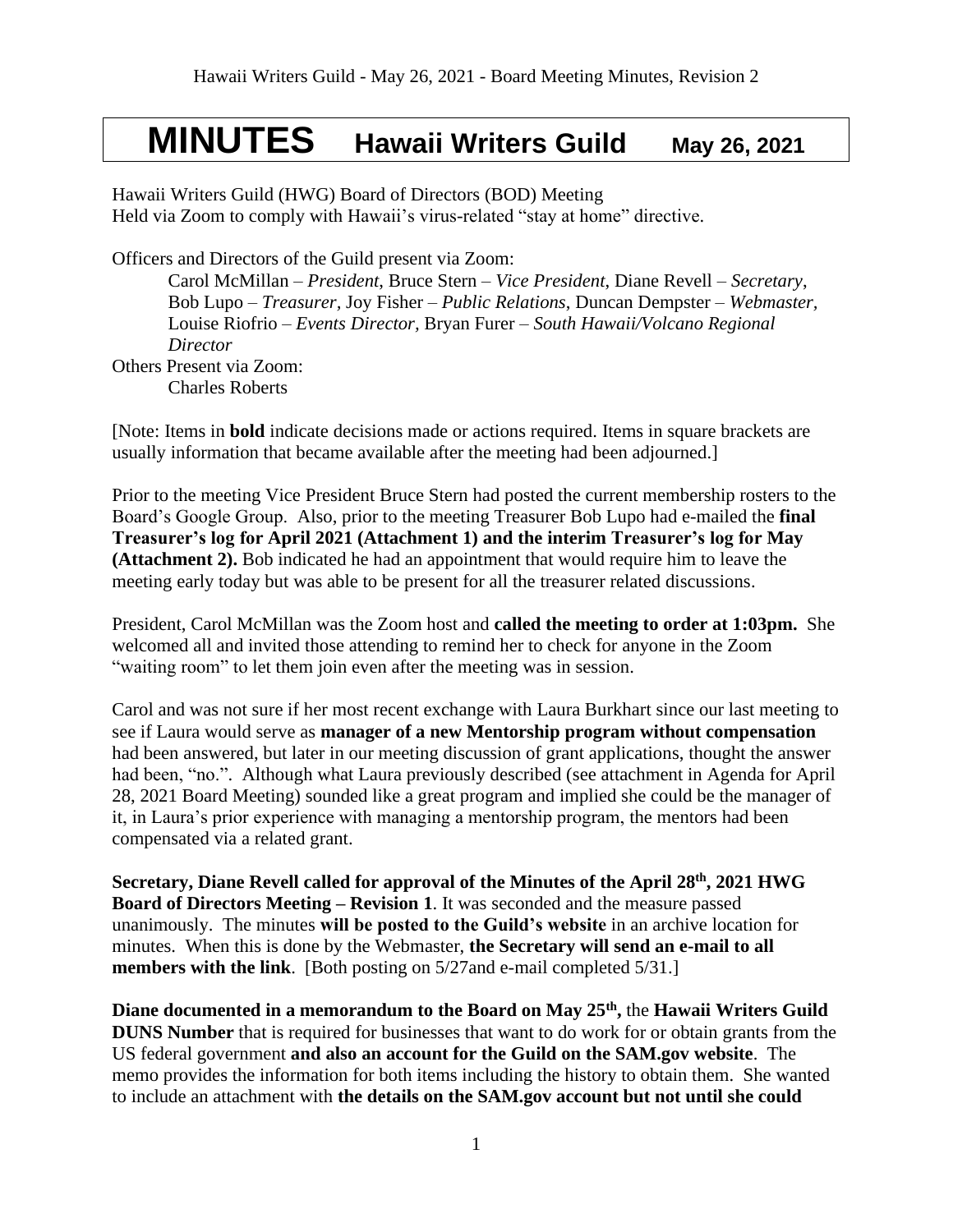# MINUTES Hawaii Writers Guild May 26, 2021

Hawaii Writers Guild (HWG) Board of Directors (BOD) Meeting
Held via Zoom to comply with Hawaii's virus-related "stay at home" directive.

Officers and Directors of the Guild present via Zoom:

Carol McMillan – *President*, Bruce Stern – *Vice President*, Diane Revell – *Secretary*, Bob Lupo – *Treasurer*, Joy Fisher – *Public Relations*, Duncan Dempster – *Webmaster*, Louise Riofrio – *Events Director*, Bryan Furer – *South Hawaii/Volcano Regional Director*

Others Present via Zoom:

Charles Roberts

[Note: Items in **bold** indicate decisions made or actions required. Items in square brackets are usually information that became available after the meeting had been adjourned.]

Prior to the meeting Vice President Bruce Stern had posted the current membership rosters to the Board's Google Group. Also, prior to the meeting Treasurer Bob Lupo had e-mailed the **final Treasurer's log for April 2021 (Attachment 1) and the interim Treasurer's log for May (Attachment 2).** Bob indicated he had an appointment that would require him to leave the meeting early today but was able to be present for all the treasurer related discussions.

President, Carol McMillan was the Zoom host and **called the meeting to order at 1:03pm.** She welcomed all and invited those attending to remind her to check for anyone in the Zoom "waiting room" to let them join even after the meeting was in session.

Carol and was not sure if her most recent exchange with Laura Burkhart since our last meeting to see if Laura would serve as **manager of a new Mentorship program without compensation** had been answered, but later in our meeting discussion of grant applications, thought the answer had been, "no.". Although what Laura previously described (see attachment in Agenda for April 28, 2021 Board Meeting) sounded like a great program and implied she could be the manager of it, in Laura's prior experience with managing a mentorship program, the mentors had been compensated via a related grant.

**Secretary, Diane Revell called for approval of the Minutes of the April 28th, 2021 HWG Board of Directors Meeting – Revision 1**. It was seconded and the measure passed unanimously. The minutes **will be posted to the Guild's website** in an archive location for minutes. When this is done by the Webmaster, **the Secretary will send an e-mail to all members with the link**. [Both posting on 5/27and e-mail completed 5/31.]

**Diane documented in a memorandum to the Board on May 25th,** the **Hawaii Writers Guild DUNS Number** that is required for businesses that want to do work for or obtain grants from the US federal government **and also an account for the Guild on the SAM.gov website**. The memo provides the information for both items including the history to obtain them. She wanted to include an attachment with **the details on the SAM.gov account but not until she could**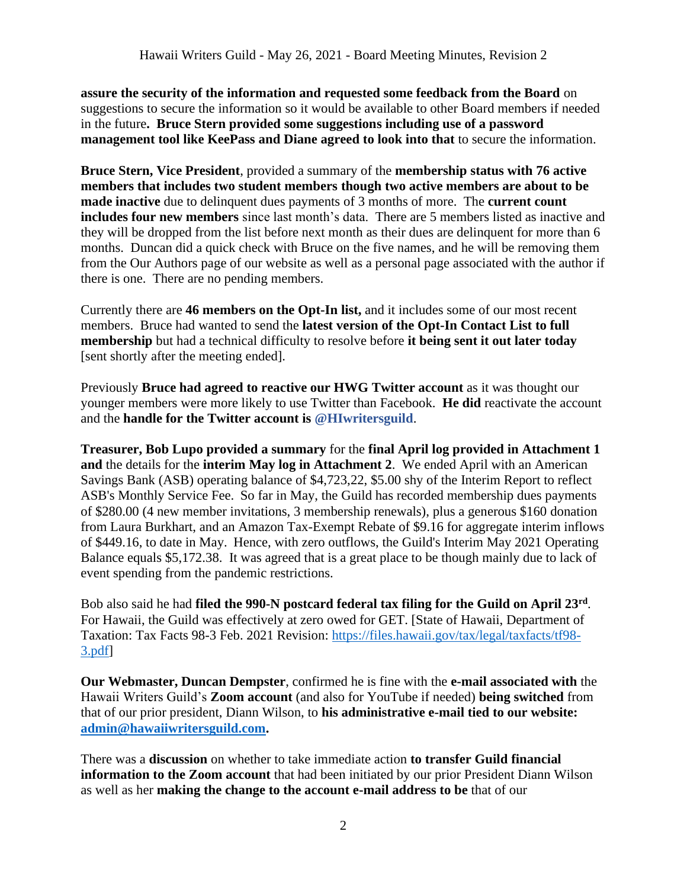**assure the security of the information and requested some feedback from the Board** on suggestions to secure the information so it would be available to other Board members if needed in the future**. Bruce Stern provided some suggestions including use of a password management tool like KeePass and Diane agreed to look into that** to secure the information.

**Bruce Stern, Vice President**, provided a summary of the **membership status with 76 active members that includes two student members though two active members are about to be made inactive** due to delinquent dues payments of 3 months of more. The **current count includes four new members** since last month's data. There are 5 members listed as inactive and they will be dropped from the list before next month as their dues are delinquent for more than 6 months. Duncan did a quick check with Bruce on the five names, and he will be removing them from the Our Authors page of our website as well as a personal page associated with the author if there is one. There are no pending members.

Currently there are **46 members on the Opt-In list,** and it includes some of our most recent members. Bruce had wanted to send the **latest version of the Opt-In Contact List to full membership** but had a technical difficulty to resolve before **it being sent it out later today** [sent shortly after the meeting ended].

Previously **Bruce had agreed to reactive our HWG Twitter account** as it was thought our younger members were more likely to use Twitter than Facebook. **He did** reactivate the account and the **handle for the Twitter account is @HIwritersguild**.

**Treasurer, Bob Lupo provided a summary** for the **final April log provided in Attachment 1 and** the details for the **interim May log in Attachment 2**. We ended April with an American Savings Bank (ASB) operating balance of $4,723,22, $5.00 shy of the Interim Report to reflect ASB's Monthly Service Fee. So far in May, the Guild has recorded membership dues payments of $280.00 (4 new member invitations, 3 membership renewals), plus a generous $160 donation from Laura Burkhart, and an Amazon Tax-Exempt Rebate of $9.16 for aggregate interim inflows of $449.16, to date in May. Hence, with zero outflows, the Guild's Interim May 2021 Operating Balance equals $5,172.38. It was agreed that is a great place to be though mainly due to lack of event spending from the pandemic restrictions.

Bob also said he had **filed the 990-N postcard federal tax filing for the Guild on April 23rd**. For Hawaii, the Guild was effectively at zero owed for GET. [State of Hawaii, Department of Taxation: Tax Facts 98-3 Feb. 2021 Revision: https://files.hawaii.gov/tax/legal/taxfacts/tf98-3.pdf]

**Our Webmaster, Duncan Dempster**, confirmed he is fine with the **e-mail associated with** the Hawaii Writers Guild's **Zoom account** (and also for YouTube if needed) **being switched** from that of our prior president, Diann Wilson, to **his administrative e-mail tied to our website: admin@hawaiiwritersguild.com.**

There was a **discussion** on whether to take immediate action **to transfer Guild financial information to the Zoom account** that had been initiated by our prior President Diann Wilson as well as her **making the change to the account e-mail address to be** that of our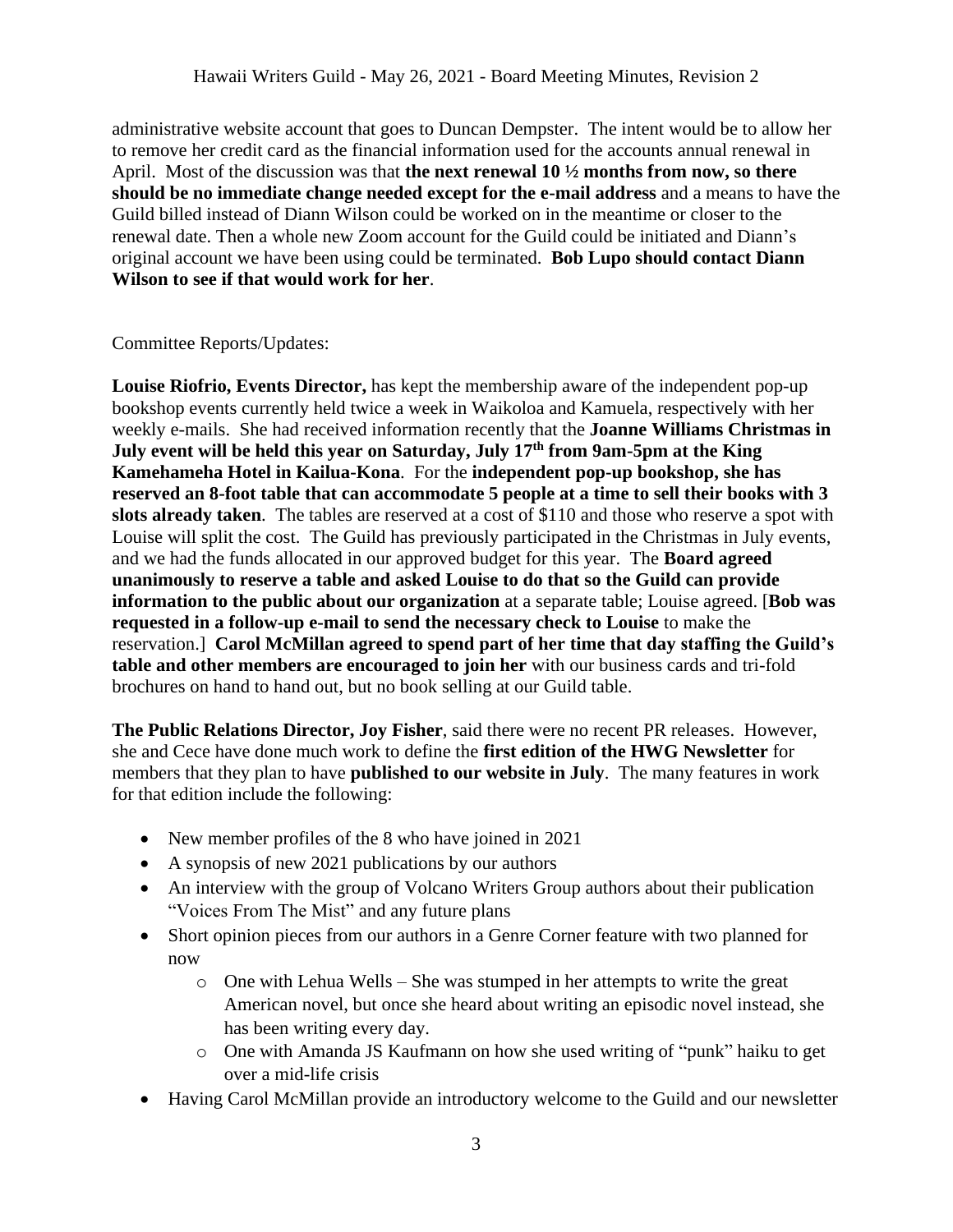administrative website account that goes to Duncan Dempster. The intent would be to allow her to remove her credit card as the financial information used for the accounts annual renewal in April. Most of the discussion was that **the next renewal 10 ½ months from now, so there should be no immediate change needed except for the e-mail address** and a means to have the Guild billed instead of Diann Wilson could be worked on in the meantime or closer to the renewal date. Then a whole new Zoom account for the Guild could be initiated and Diann's original account we have been using could be terminated. **Bob Lupo should contact Diann Wilson to see if that would work for her**.

Committee Reports/Updates:

**Louise Riofrio, Events Director,** has kept the membership aware of the independent pop-up bookshop events currently held twice a week in Waikoloa and Kamuela, respectively with her weekly e-mails. She had received information recently that the **Joanne Williams Christmas in July event will be held this year on Saturday, July 17th from 9am-5pm at the King Kamehameha Hotel in Kailua-Kona**. For the **independent pop-up bookshop, she has reserved an 8-foot table that can accommodate 5 people at a time to sell their books with 3 slots already taken**. The tables are reserved at a cost of $110 and those who reserve a spot with Louise will split the cost. The Guild has previously participated in the Christmas in July events, and we had the funds allocated in our approved budget for this year. The **Board agreed unanimously to reserve a table and asked Louise to do that so the Guild can provide information to the public about our organization** at a separate table; Louise agreed. [**Bob was requested in a follow-up e-mail to send the necessary check to Louise** to make the reservation.] **Carol McMillan agreed to spend part of her time that day staffing the Guild's table and other members are encouraged to join her** with our business cards and tri-fold brochures on hand to hand out, but no book selling at our Guild table.

**The Public Relations Director, Joy Fisher**, said there were no recent PR releases. However, she and Cece have done much work to define the **first edition of the HWG Newsletter** for members that they plan to have **published to our website in July**. The many features in work for that edition include the following:

- New member profiles of the 8 who have joined in 2021
- A synopsis of new 2021 publications by our authors
- An interview with the group of Volcano Writers Group authors about their publication "Voices From The Mist" and any future plans
- Short opinion pieces from our authors in a Genre Corner feature with two planned for now
  - One with Lehua Wells – She was stumped in her attempts to write the great American novel, but once she heard about writing an episodic novel instead, she has been writing every day.
  - One with Amanda JS Kaufmann on how she used writing of "punk" haiku to get over a mid-life crisis
- Having Carol McMillan provide an introductory welcome to the Guild and our newsletter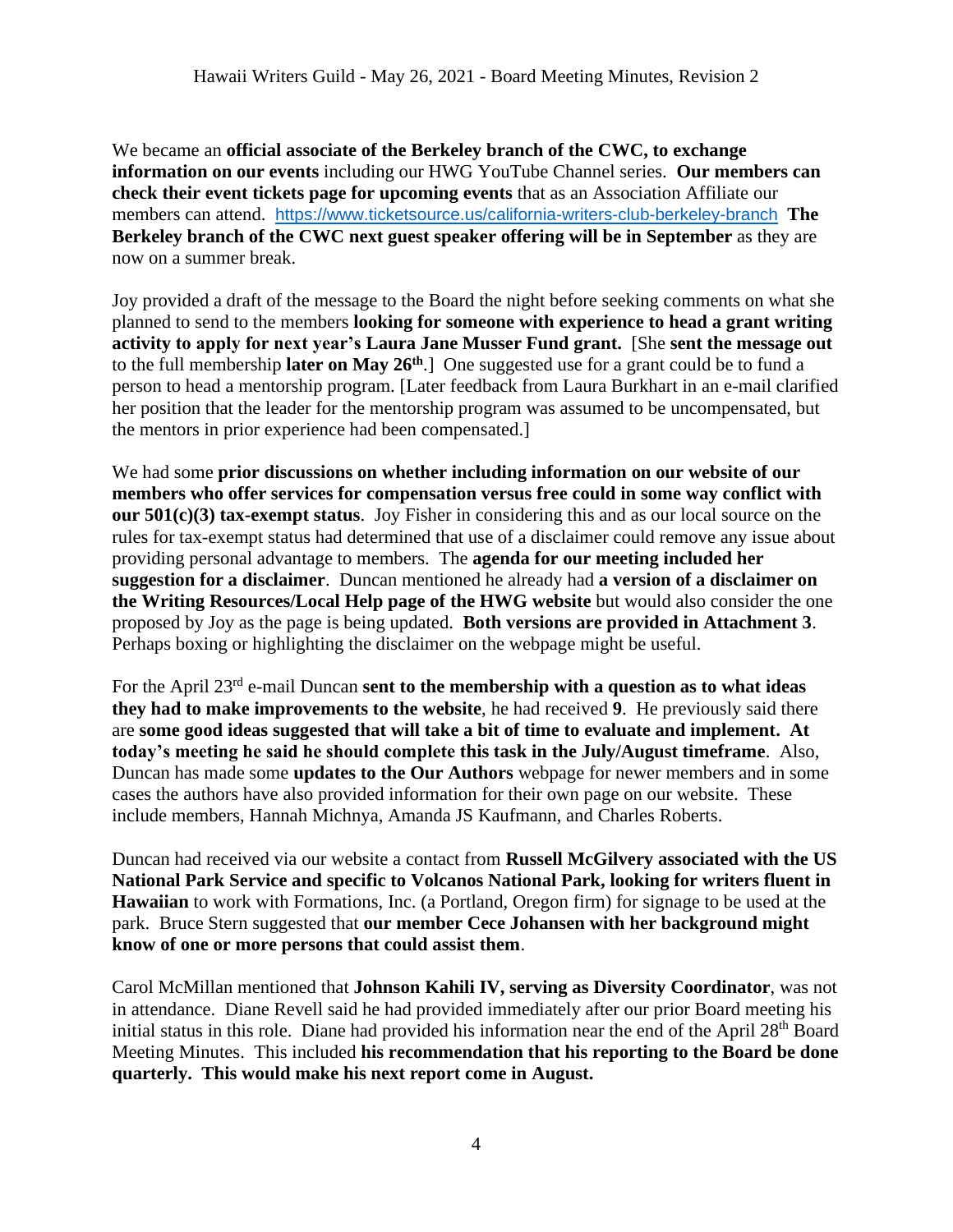We became an **official associate of the Berkeley branch of the CWC, to exchange information on our events** including our HWG YouTube Channel series. **Our members can check their event tickets page for upcoming events** that as an Association Affiliate our members can attend. https://www.ticketsource.us/california-writers-club-berkeley-branch **The Berkeley branch of the CWC next guest speaker offering will be in September** as they are now on a summer break.

Joy provided a draft of the message to the Board the night before seeking comments on what she planned to send to the members **looking for someone with experience to head a grant writing activity to apply for next year's Laura Jane Musser Fund grant.** [She **sent the message out** to the full membership **later on May 26th**.] One suggested use for a grant could be to fund a person to head a mentorship program. [Later feedback from Laura Burkhart in an e-mail clarified her position that the leader for the mentorship program was assumed to be uncompensated, but the mentors in prior experience had been compensated.]

We had some **prior discussions on whether including information on our website of our members who offer services for compensation versus free could in some way conflict with our 501(c)(3) tax-exempt status**. Joy Fisher in considering this and as our local source on the rules for tax-exempt status had determined that use of a disclaimer could remove any issue about providing personal advantage to members. The **agenda for our meeting included her suggestion for a disclaimer**. Duncan mentioned he already had **a version of a disclaimer on the Writing Resources/Local Help page of the HWG website** but would also consider the one proposed by Joy as the page is being updated. **Both versions are provided in Attachment 3**. Perhaps boxing or highlighting the disclaimer on the webpage might be useful.

For the April 23rd e-mail Duncan **sent to the membership with a question as to what ideas they had to make improvements to the website**, he had received **9**. He previously said there are **some good ideas suggested that will take a bit of time to evaluate and implement. At today's meeting he said he should complete this task in the July/August timeframe**. Also, Duncan has made some **updates to the Our Authors** webpage for newer members and in some cases the authors have also provided information for their own page on our website. These include members, Hannah Michnya, Amanda JS Kaufmann, and Charles Roberts.

Duncan had received via our website a contact from **Russell McGilvery associated with the US National Park Service and specific to Volcanos National Park, looking for writers fluent in Hawaiian** to work with Formations, Inc. (a Portland, Oregon firm) for signage to be used at the park. Bruce Stern suggested that **our member Cece Johansen with her background might know of one or more persons that could assist them**.

Carol McMillan mentioned that **Johnson Kahili IV, serving as Diversity Coordinator**, was not in attendance. Diane Revell said he had provided immediately after our prior Board meeting his initial status in this role. Diane had provided his information near the end of the April 28th Board Meeting Minutes. This included **his recommendation that his reporting to the Board be done quarterly. This would make his next report come in August.**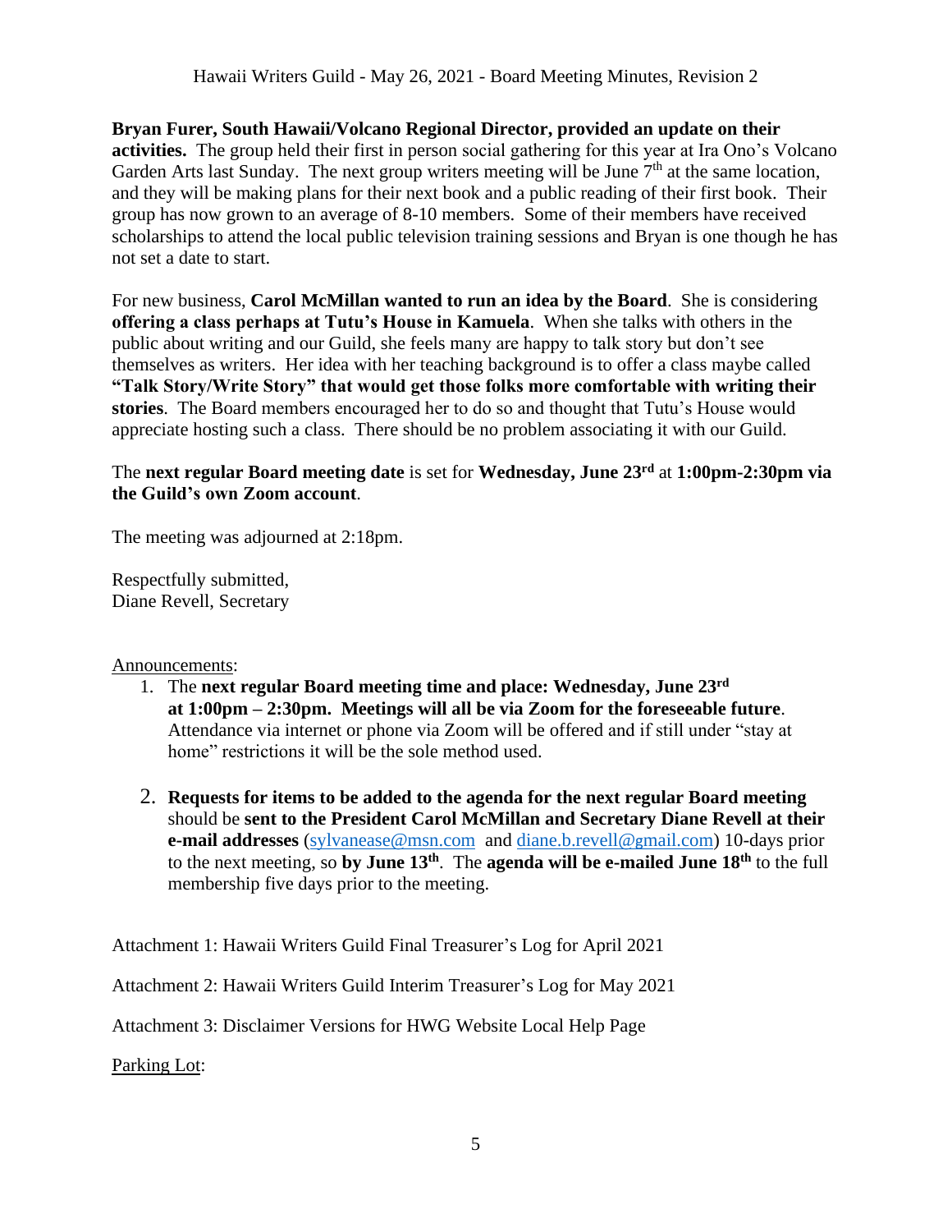**Bryan Furer, South Hawaii/Volcano Regional Director, provided an update on their activities.** The group held their first in person social gathering for this year at Ira Ono's Volcano Garden Arts last Sunday. The next group writers meeting will be June 7th at the same location, and they will be making plans for their next book and a public reading of their first book. Their group has now grown to an average of 8-10 members. Some of their members have received scholarships to attend the local public television training sessions and Bryan is one though he has not set a date to start.

For new business, **Carol McMillan wanted to run an idea by the Board**. She is considering **offering a class perhaps at Tutu's House in Kamuela**. When she talks with others in the public about writing and our Guild, she feels many are happy to talk story but don't see themselves as writers. Her idea with her teaching background is to offer a class maybe called **"Talk Story/Write Story" that would get those folks more comfortable with writing their stories**. The Board members encouraged her to do so and thought that Tutu's House would appreciate hosting such a class. There should be no problem associating it with our Guild.

The **next regular Board meeting date** is set for **Wednesday, June 23rd** at **1:00pm-2:30pm via the Guild's own Zoom account**.

The meeting was adjourned at 2:18pm.

Respectfully submitted,
Diane Revell, Secretary

<u>Announcements</u>:

1. The **next regular Board meeting time and place: Wednesday, June 23rd at 1:00pm – 2:30pm. Meetings will all be via Zoom for the foreseeable future**. Attendance via internet or phone via Zoom will be offered and if still under "stay at home" restrictions it will be the sole method used.

2. **Requests for items to be added to the agenda for the next regular Board meeting** should be **sent to the President Carol McMillan and Secretary Diane Revell at their e-mail addresses** (sylvanease@msn.com and diane.b.revell@gmail.com) 10-days prior to the next meeting, so **by June 13th**. The **agenda will be e-mailed June 18th** to the full membership five days prior to the meeting.

Attachment 1: Hawaii Writers Guild Final Treasurer's Log for April 2021

Attachment 2: Hawaii Writers Guild Interim Treasurer's Log for May 2021

Attachment 3: Disclaimer Versions for HWG Website Local Help Page

<u>Parking Lot</u>: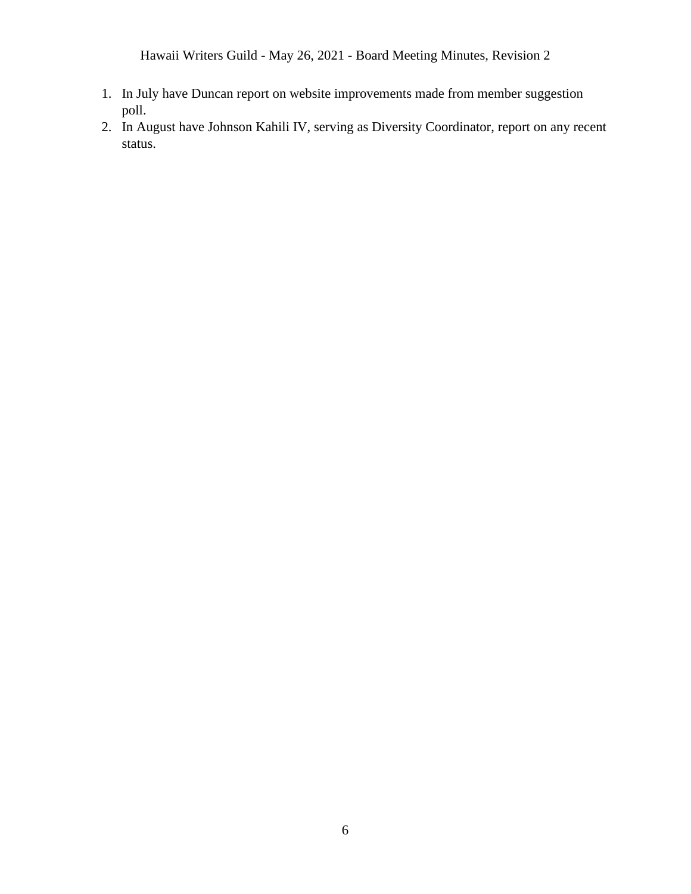1. In July have Duncan report on website improvements made from member suggestion poll.
2. In August have Johnson Kahili IV, serving as Diversity Coordinator, report on any recent status.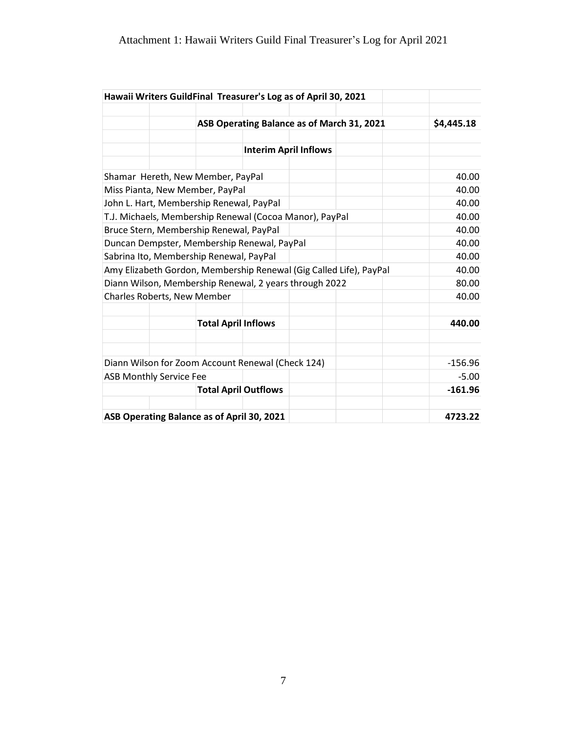Attachment 1: Hawaii Writers Guild Final Treasurer's Log for April 2021

| Hawaii Writers GuildFinal Treasurer's Log as of April 30, 2021 | |
|---|---|
| | |
| **ASB Operating Balance as of March 31, 2021** | **$4,445.18** |
| | |
| **Interim April Inflows** | |
| | |
| Shamar Hereth, New Member, PayPal | 40.00 |
| Miss Pianta, New Member, PayPal | 40.00 |
| John L. Hart, Membership Renewal, PayPal | 40.00 |
| T.J. Michaels, Membership Renewal (Cocoa Manor), PayPal | 40.00 |
| Bruce Stern, Membership Renewal, PayPal | 40.00 |
| Duncan Dempster, Membership Renewal, PayPal | 40.00 |
| Sabrina Ito, Membership Renewal, PayPal | 40.00 |
| Amy Elizabeth Gordon, Membership Renewal (Gig Called Life), PayPal | 40.00 |
| Diann Wilson, Membership Renewal, 2 years through 2022 | 80.00 |
| Charles Roberts, New Member | 40.00 |
| | |
| **Total April Inflows** | **440.00** |
| | |
| | |
| Diann Wilson for Zoom Account Renewal (Check 124) | -156.96 |
| ASB Monthly Service Fee | -5.00 |
| **Total April Outflows** | **-161.96** |
| | |
| **ASB Operating Balance as of April 30, 2021** | **4723.22** |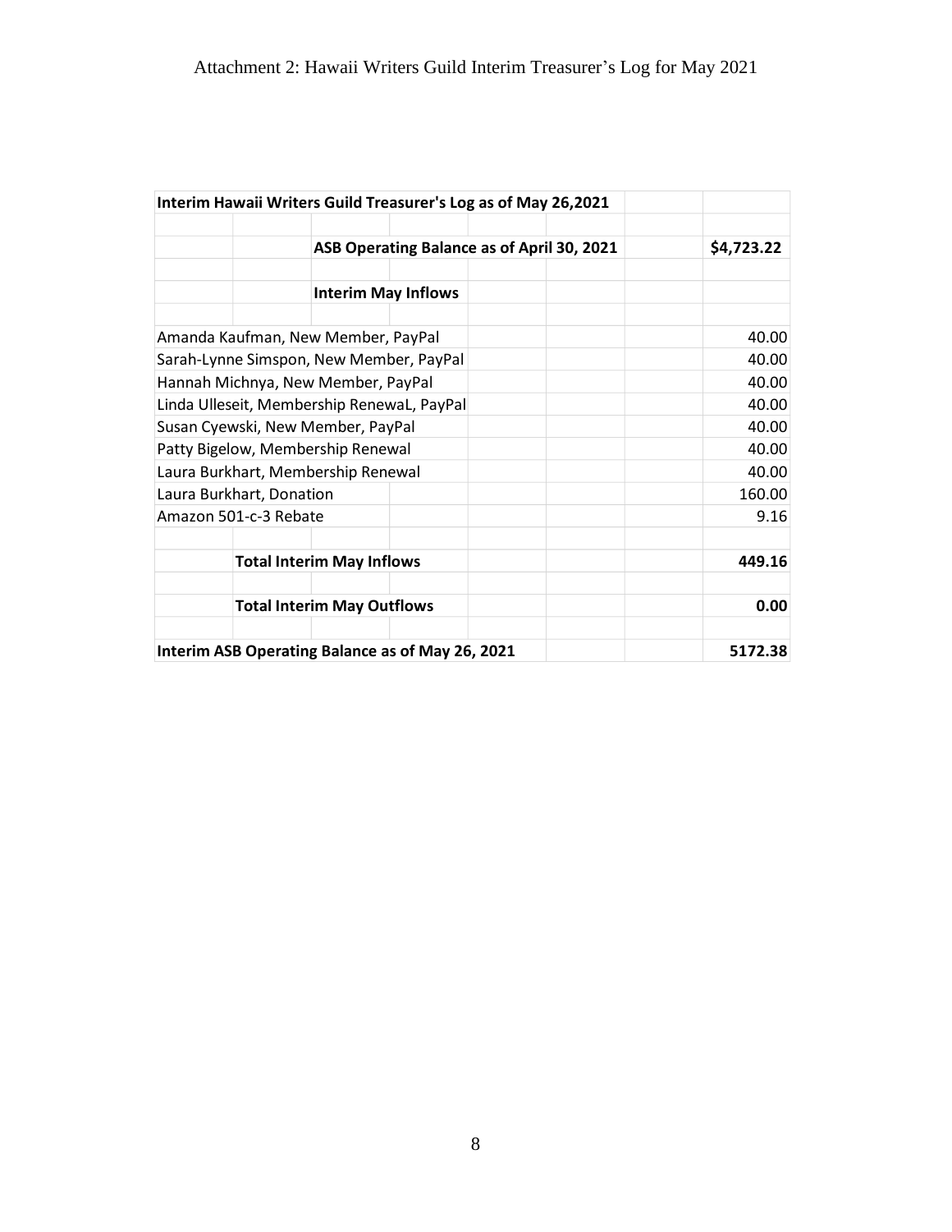Attachment 2: Hawaii Writers Guild Interim Treasurer's Log for May 2021

| Interim Hawaii Writers Guild Treasurer's Log as of May 26,2021 | |
|---|---|
| | |
| **ASB Operating Balance as of April 30, 2021** | **$4,723.22** |
| | |
| **Interim May Inflows** | |
| | |
| Amanda Kaufman, New Member, PayPal | 40.00 |
| Sarah-Lynne Simspon, New Member, PayPal | 40.00 |
| Hannah Michnya, New Member, PayPal | 40.00 |
| Linda Ulleseit, Membership RenewaL, PayPal | 40.00 |
| Susan Cyewski, New Member, PayPal | 40.00 |
| Patty Bigelow, Membership Renewal | 40.00 |
| Laura Burkhart, Membership Renewal | 40.00 |
| Laura Burkhart, Donation | 160.00 |
| Amazon 501-c-3 Rebate | 9.16 |
| | |
| **Total Interim May Inflows** | **449.16** |
| | |
| **Total Interim May Outflows** | **0.00** |
| | |
| **Interim ASB Operating Balance as of May 26, 2021** | **5172.38** |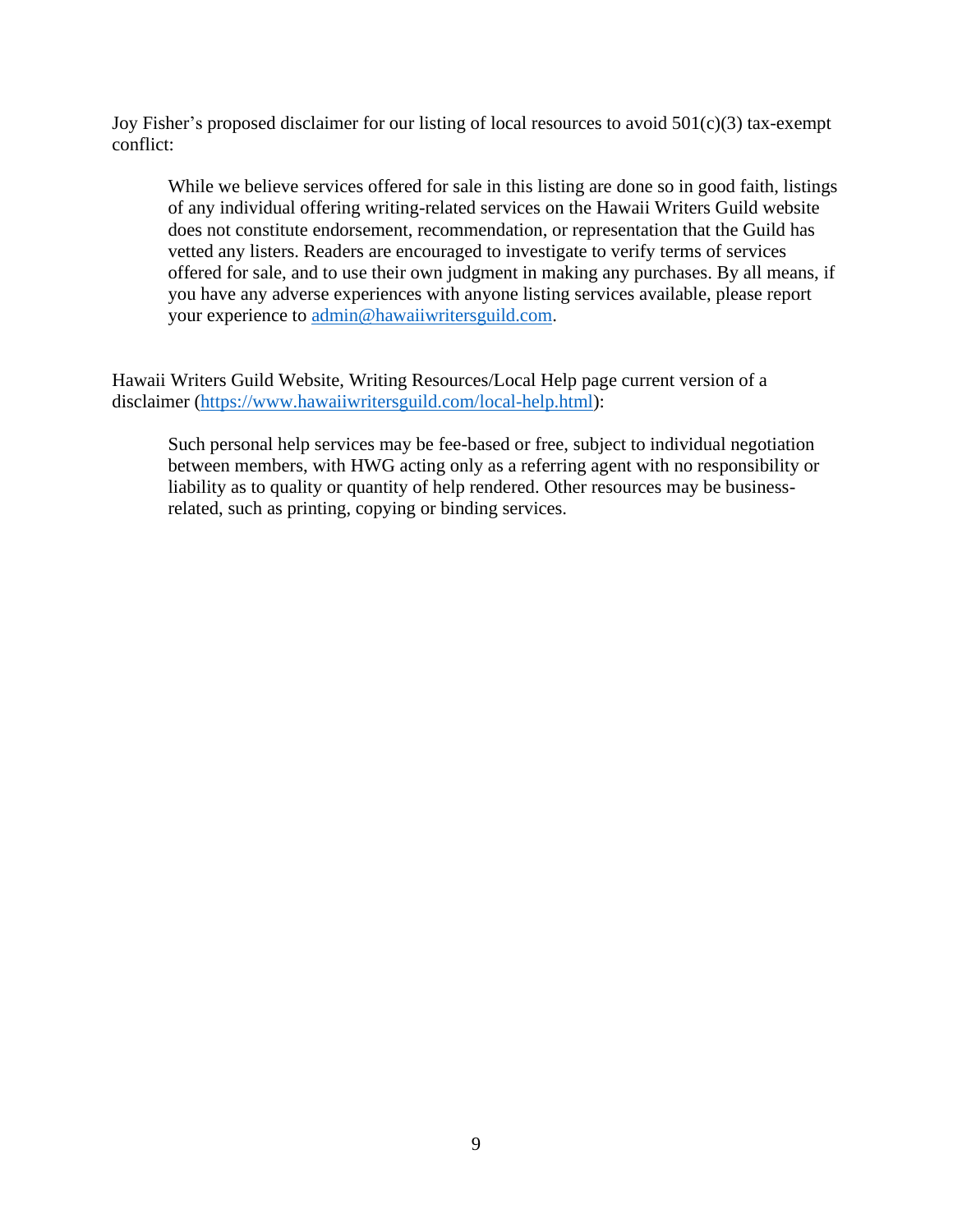Joy Fisher's proposed disclaimer for our listing of local resources to avoid 501(c)(3) tax-exempt conflict:

> While we believe services offered for sale in this listing are done so in good faith, listings of any individual offering writing-related services on the Hawaii Writers Guild website does not constitute endorsement, recommendation, or representation that the Guild has vetted any listers. Readers are encouraged to investigate to verify terms of services offered for sale, and to use their own judgment in making any purchases. By all means, if you have any adverse experiences with anyone listing services available, please report your experience to [admin@hawaiiwritersguild.com](mailto:admin@hawaiiwritersguild.com).

Hawaii Writers Guild Website, Writing Resources/Local Help page current version of a disclaimer ([https://www.hawaiiwritersguild.com/local-help.html](https://www.hawaiiwritersguild.com/local-help.html)):

> Such personal help services may be fee-based or free, subject to individual negotiation between members, with HWG acting only as a referring agent with no responsibility or liability as to quality or quantity of help rendered. Other resources may be business-related, such as printing, copying or binding services.